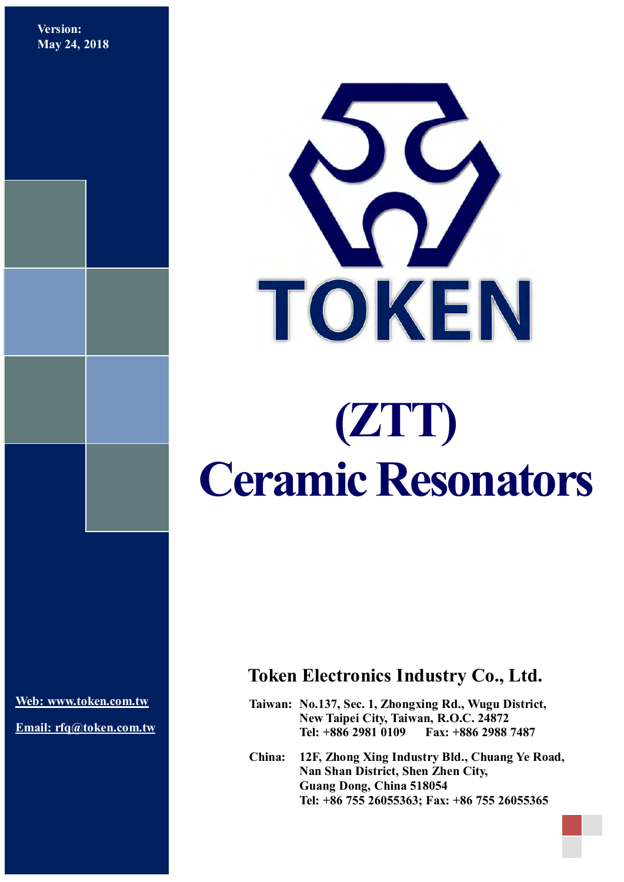Version:
May 24, 2018

TOKEN

# (ZTT)
# Ceramic Resonators

[Web: www.token.com.tw](http://www.token.com.tw)

[Email: rfq@token.com.tw](mailto:rfq@token.com.tw)

## Token Electronics Industry Co., Ltd.

**Taiwan:** No.137, Sec. 1, Zhongxing Rd., Wugu District,
New Taipei City, Taiwan, R.O.C. 24872
Tel: +886 2981 0109 Fax: +886 2988 7487

**China:** 12F, Zhong Xing Industry Bld., Chuang Ye Road,
Nan Shan District, Shen Zhen City,
Guang Dong, China 518054
Tel: +86 755 26055363; Fax: +86 755 26055365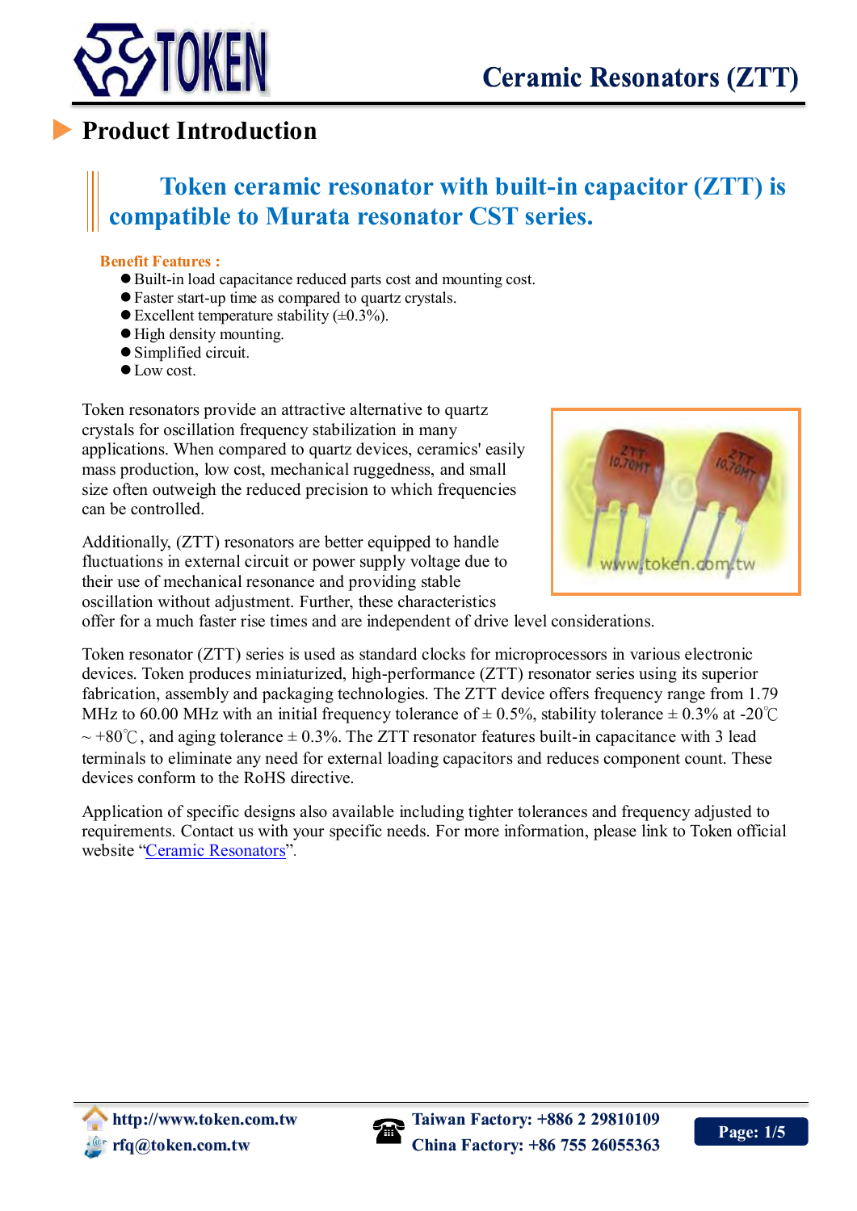## Product Introduction

### Token ceramic resonator with built-in capacitor (ZTT) is compatible to Murata resonator CST series.

**Benefit Features :**

- Built-in load capacitance reduced parts cost and mounting cost.
- Faster start-up time as compared to quartz crystals.
- Excellent temperature stability (±0.3%).
- High density mounting.
- Simplified circuit.
- Low cost.

Token resonators provide an attractive alternative to quartz crystals for oscillation frequency stabilization in many applications. When compared to quartz devices, ceramics' easily mass production, low cost, mechanical ruggedness, and small size often outweigh the reduced precision to which frequencies can be controlled.

Additionally, (ZTT) resonators are better equipped to handle fluctuations in external circuit or power supply voltage due to their use of mechanical resonance and providing stable oscillation without adjustment. Further, these characteristics offer for a much faster rise times and are independent of drive level considerations.

Token resonator (ZTT) series is used as standard clocks for microprocessors in various electronic devices. Token produces miniaturized, high-performance (ZTT) resonator series using its superior fabrication, assembly and packaging technologies. The ZTT device offers frequency range from 1.79 MHz to 60.00 MHz with an initial frequency tolerance of ± 0.5%, stability tolerance ± 0.3% at -20℃ ~ +80℃, and aging tolerance ± 0.3%. The ZTT resonator features built-in capacitance with 3 lead terminals to eliminate any need for external loading capacitors and reduces component count. These devices conform to the RoHS directive.

Application of specific designs also available including tighter tolerances and frequency adjusted to requirements. Contact us with your specific needs. For more information, please link to Token official website "Ceramic Resonators".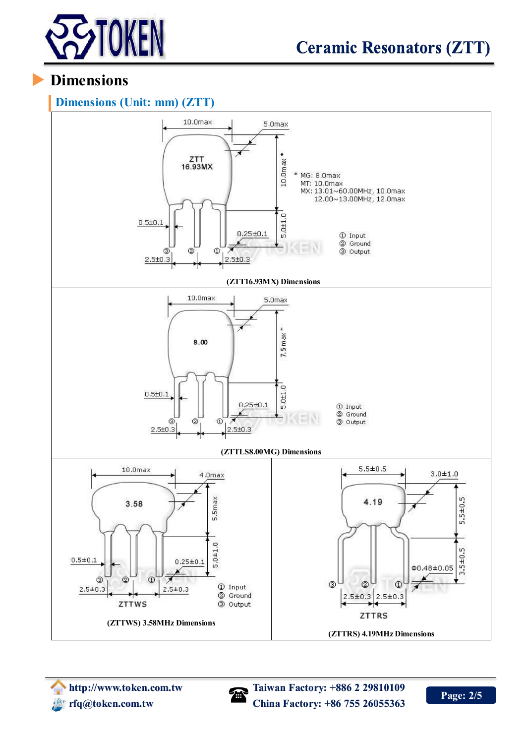# Dimensions

## Dimensions (Unit: mm) (ZTT)

ZTT
16.93MX

10.0max
5.0max
10.0max *
5.0±1.0
0.5±0.1
0.25±0.1
2.5±0.3
2.5±0.3

\* MG: 8.0max
MT: 10.0max
MX: 13.01~60.00MHz, 10.0max
12.00~13.00MHz, 12.0max

① Input
② Ground
③ Output

(ZTT16.93MX) Dimensions

8.00

10.0max
5.0max
7.5 max *
5.0±1.0
0.5±0.1
0.25±0.1
2.5±0.3
2.5±0.3

① Input
② Ground
③ Output

(ZTTLS8.00MG) Dimensions

3.58

10.0max
4.0max
5.5max
5.0±1.0
0.5±0.1
0.25±0.1
2.5±0.3
2.5±0.3
ZTTWS

① Input
② Ground
③ Output

(ZTTWS) 3.58MHz Dimensions

4.19

5.5±0.5
3.0±1.0
5.5±0.5
3.5±0.5
Φ0.48±0.05
2.5±0.3
2.5±0.3
ZTTRS

(ZTTRS) 4.19MHz Dimensions

http://www.token.com.tw
rfq@token.com.tw
Taiwan Factory: +886 2 29810109
China Factory: +86 755 26055363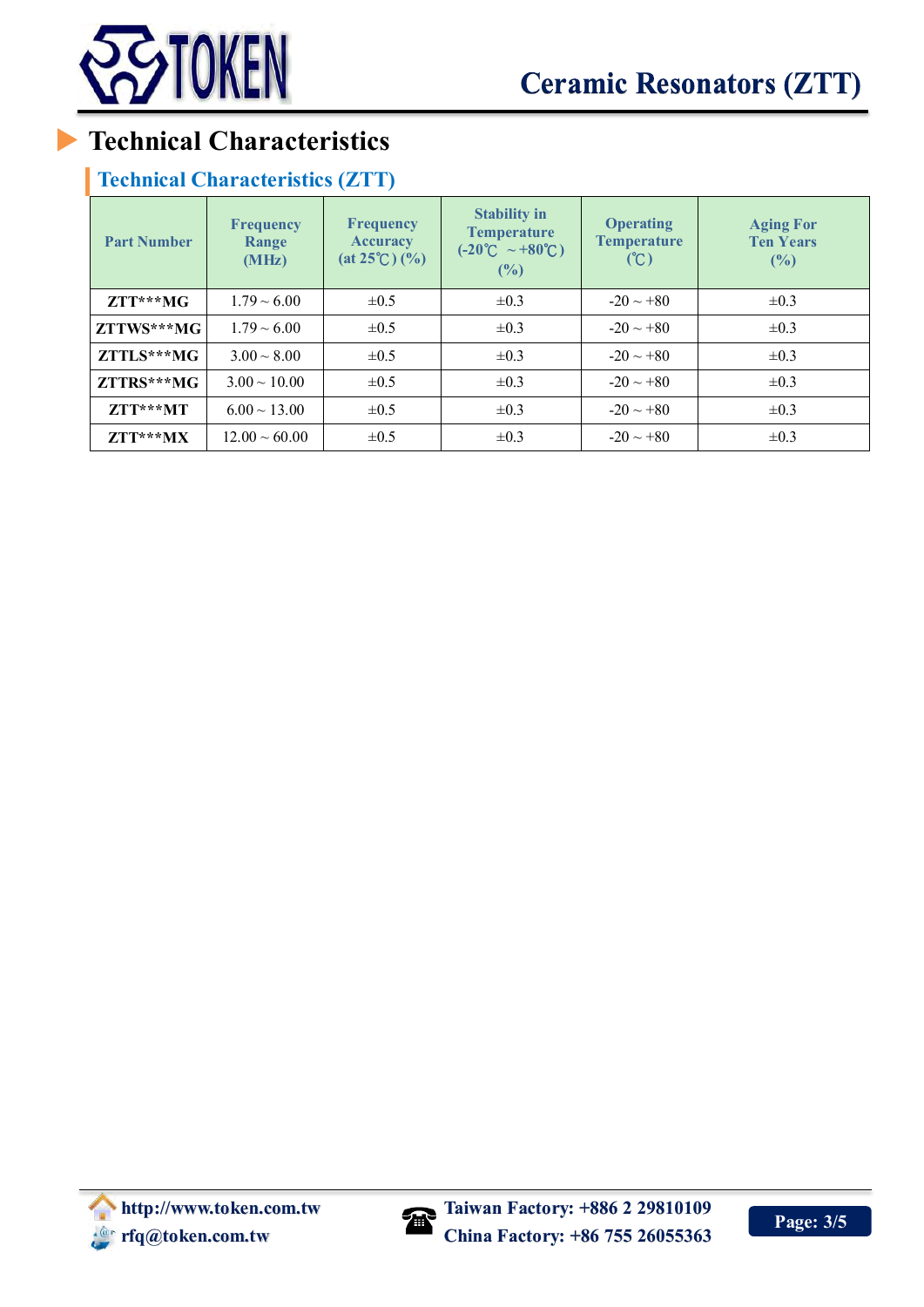# Technical Characteristics

## Technical Characteristics (ZTT)

| Part Number | Frequency Range (MHz) | Frequency Accuracy (at 25℃) (%) | Stability in Temperature (-20℃ ~+80℃) (%) | Operating Temperature (℃) | Aging For Ten Years (%) |
|---|---|---|---|---|---|
| **ZTT***MG** | 1.79 ~ 6.00 | ±0.5 | ±0.3 | -20 ~ +80 | ±0.3 |
| **ZTTWS***MG** | 1.79 ~ 6.00 | ±0.5 | ±0.3 | -20 ~ +80 | ±0.3 |
| **ZTTLS***MG** | 3.00 ~ 8.00 | ±0.5 | ±0.3 | -20 ~ +80 | ±0.3 |
| **ZTTRS***MG** | 3.00 ~ 10.00 | ±0.5 | ±0.3 | -20 ~ +80 | ±0.3 |
| **ZTT***MT** | 6.00 ~ 13.00 | ±0.5 | ±0.3 | -20 ~ +80 | ±0.3 |
| **ZTT***MX** | 12.00 ~ 60.00 | ±0.5 | ±0.3 | -20 ~ +80 | ±0.3 |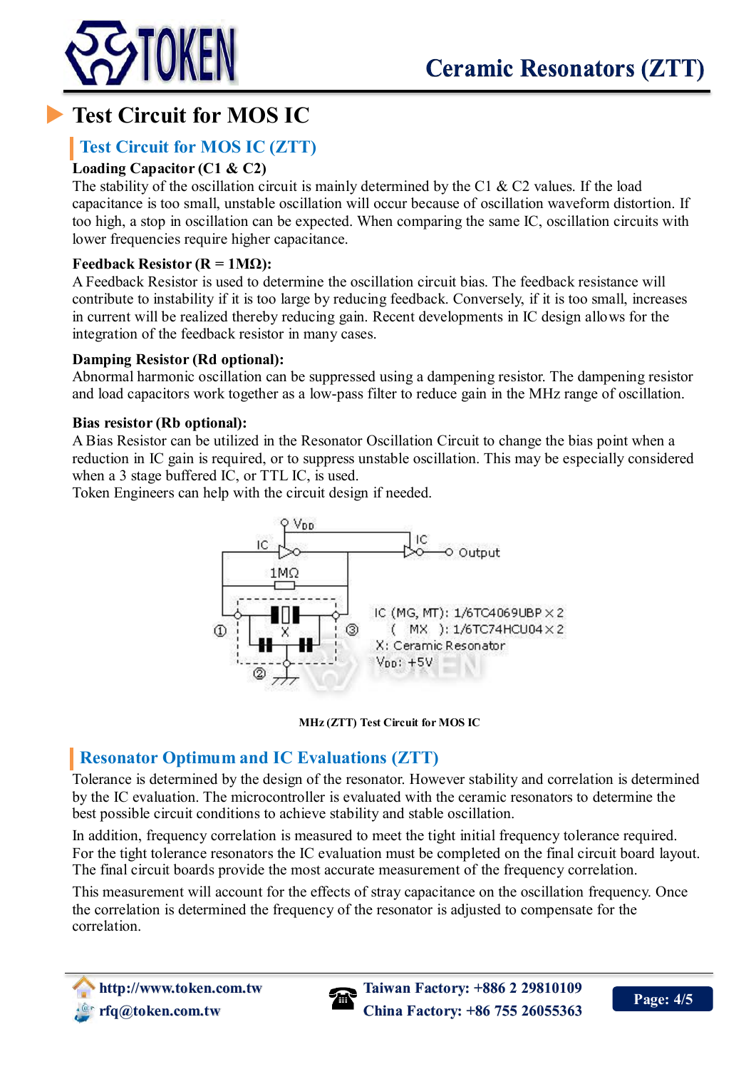# Test Circuit for MOS IC

## Test Circuit for MOS IC (ZTT)

**Loading Capacitor (C1 & C2)**

The stability of the oscillation circuit is mainly determined by the C1 & C2 values. If the load capacitance is too small, unstable oscillation will occur because of oscillation waveform distortion. If too high, a stop in oscillation can be expected. When comparing the same IC, oscillation circuits with lower frequencies require higher capacitance.

**Feedback Resistor (R = 1MΩ):**

A Feedback Resistor is used to determine the oscillation circuit bias. The feedback resistance will contribute to instability if it is too large by reducing feedback. Conversely, if it is too small, increases in current will be realized thereby reducing gain. Recent developments in IC design allows for the integration of the feedback resistor in many cases.

**Damping Resistor (Rd optional):**

Abnormal harmonic oscillation can be suppressed using a dampening resistor. The dampening resistor and load capacitors work together as a low-pass filter to reduce gain in the MHz range of oscillation.

**Bias resistor (Rb optional):**

A Bias Resistor can be utilized in the Resonator Oscillation Circuit to change the bias point when a reduction in IC gain is required, or to suppress unstable oscillation. This may be especially considered when a 3 stage buffered IC, or TTL IC, is used.

Token Engineers can help with the circuit design if needed.

IC (MG, MT): 1/6TC4069UBP × 2
( MX ): 1/6TC74HCU04 × 2
X: Ceramic Resonator
$V_{DD}$: +5V

MHz (ZTT) Test Circuit for MOS IC

## Resonator Optimum and IC Evaluations (ZTT)

Tolerance is determined by the design of the resonator. However stability and correlation is determined by the IC evaluation. The microcontroller is evaluated with the ceramic resonators to determine the best possible circuit conditions to achieve stability and stable oscillation.

In addition, frequency correlation is measured to meet the tight initial frequency tolerance required. For the tight tolerance resonators the IC evaluation must be completed on the final circuit board layout. The final circuit boards provide the most accurate measurement of the frequency correlation.

This measurement will account for the effects of stray capacitance on the oscillation frequency. Once the correlation is determined the frequency of the resonator is adjusted to compensate for the correlation.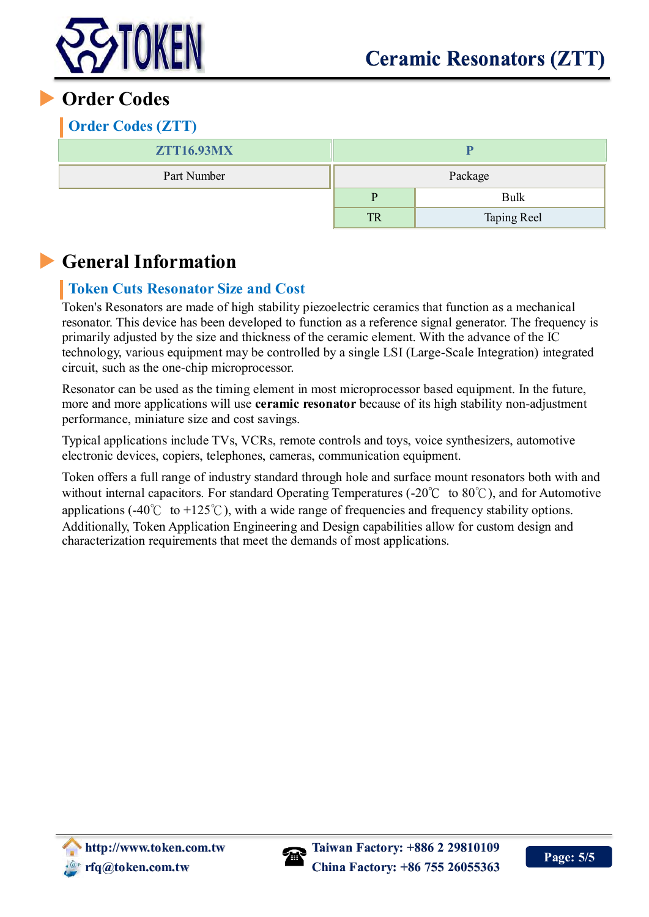## Order Codes

### Order Codes (ZTT)

| ZTT16.93MX | P | |
|---|---|---|
| Part Number | Package | |
| | P | Bulk |
| | TR | Taping Reel |

## General Information

### Token Cuts Resonator Size and Cost

Token's Resonators are made of high stability piezoelectric ceramics that function as a mechanical resonator. This device has been developed to function as a reference signal generator. The frequency is primarily adjusted by the size and thickness of the ceramic element. With the advance of the IC technology, various equipment may be controlled by a single LSI (Large-Scale Integration) integrated circuit, such as the one-chip microprocessor.

Resonator can be used as the timing element in most microprocessor based equipment. In the future, more and more applications will use **ceramic resonator** because of its high stability non-adjustment performance, miniature size and cost savings.

Typical applications include TVs, VCRs, remote controls and toys, voice synthesizers, automotive electronic devices, copiers, telephones, cameras, communication equipment.

Token offers a full range of industry standard through hole and surface mount resonators both with and without internal capacitors. For standard Operating Temperatures (-20℃ to 80℃), and for Automotive applications (-40℃ to +125℃), with a wide range of frequencies and frequency stability options. Additionally, Token Application Engineering and Design capabilities allow for custom design and characterization requirements that meet the demands of most applications.

http://www.token.com.tw
rfq@token.com.tw
Taiwan Factory: +886 2 29810109
China Factory: +86 755 26055363